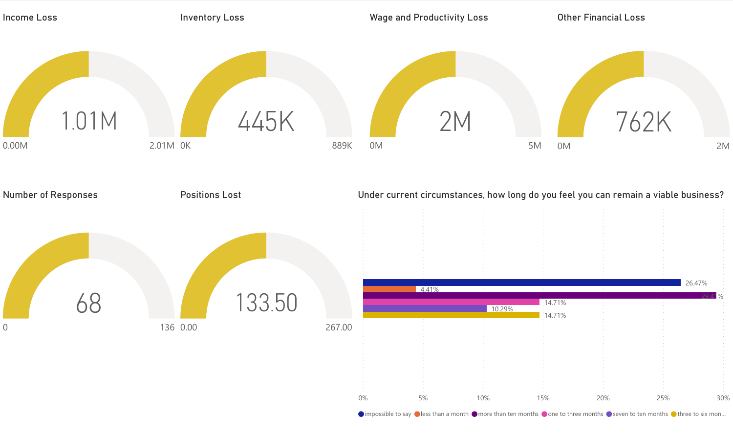## Income Loss

1.01M

0.00M – 2.01M

## Inventory Loss

445K

0K – 889K

## Wage and Productivity Loss

2M

0M – 5M

## Other Financial Loss

762K

0M – 2M

## Number of Responses

68

0 – 136

## Positions Lost

133.50

0.00 – 267.00

## Under current circumstances, how long do you feel you can remain a viable business?

| Response | Percentage |
|---|---|
| impossible to say | 26.47% |
| less than a month | 4.41% |
| more than ten months | 29.41% |
| one to three months | 14.71% |
| seven to ten months | 10.29% |
| three to six mon... | 14.71% |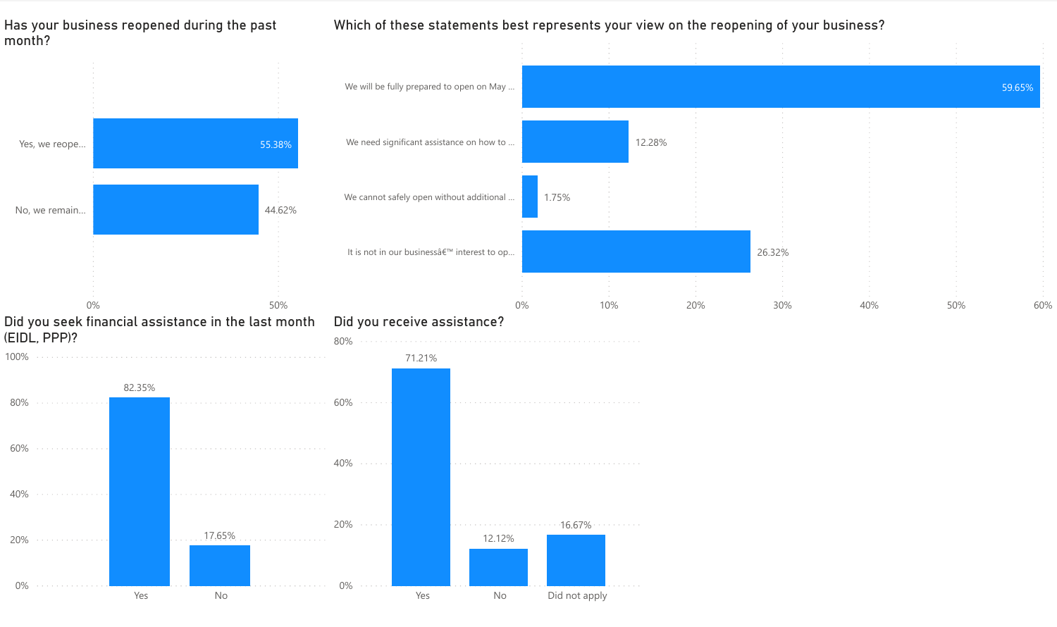Has your business reopened during the past month?

Yes, we reope...

55.38%

No, we remain...

44.62%

0%

50%

Which of these statements best represents your view on the reopening of your business?

We will be fully prepared to open on May ...

59.65%

We need significant assistance on how to ...

12.28%

We cannot safely open without additional ...

1.75%

It is not in our businessâ€™ interest to op...

26.32%

0%

10%

20%

30%

40%

50%

60%

Did you seek financial assistance in the last month (EIDL, PPP)?

100%

80%

60%

40%

20%

0%

82.35%

17.65%

Yes

No

Did you receive assistance?

80%

60%

40%

20%

0%

71.21%

12.12%

16.67%

Yes

No

Did not apply